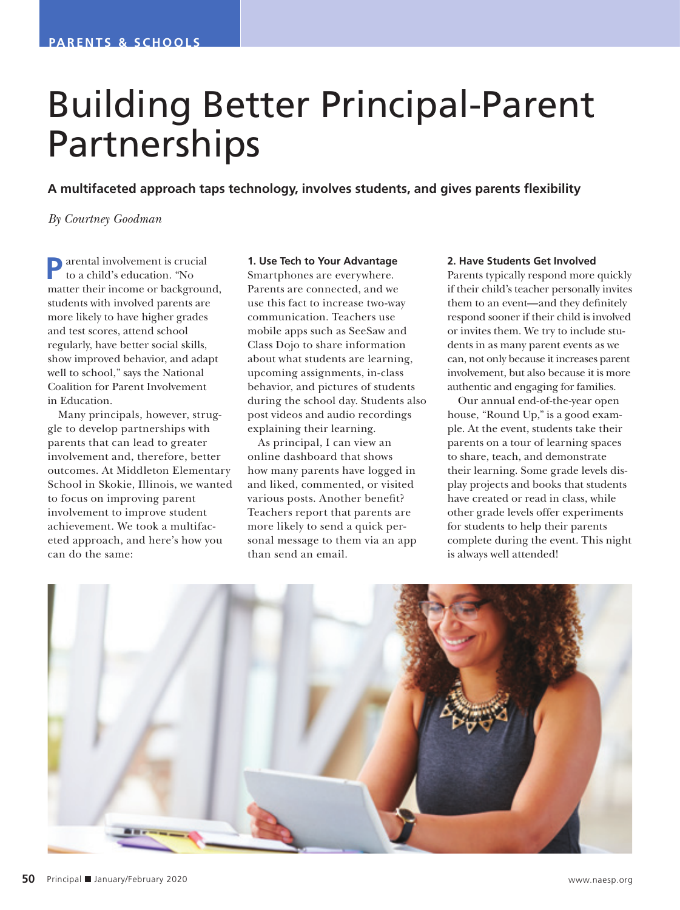PARENTS & SCHOOLS

# Building Better Principal-Parent Partnerships

**A multifaceted approach taps technology, involves students, and gives parents flexibility**

*By Courtney Goodman*

Parental involvement is crucial to a child's education. "No matter their income or background, students with involved parents are more likely to have higher grades and test scores, attend school regularly, have better social skills, show improved behavior, and adapt well to school," says the National Coalition for Parent Involvement in Education.

Many principals, however, struggle to develop partnerships with parents that can lead to greater involvement and, therefore, better outcomes. At Middleton Elementary School in Skokie, Illinois, we wanted to focus on improving parent involvement to improve student achievement. We took a multifaceted approach, and here's how you can do the same:

### 1. Use Tech to Your Advantage

Smartphones are everywhere. Parents are connected, and we use this fact to increase two-way communication. Teachers use mobile apps such as SeeSaw and Class Dojo to share information about what students are learning, upcoming assignments, in-class behavior, and pictures of students during the school day. Students also post videos and audio recordings explaining their learning.

As principal, I can view an online dashboard that shows how many parents have logged in and liked, commented, or visited various posts. Another benefit? Teachers report that parents are more likely to send a quick personal message to them via an app than send an email.

### 2. Have Students Get Involved

Parents typically respond more quickly if their child's teacher personally invites them to an event—and they definitely respond sooner if their child is involved or invites them. We try to include students in as many parent events as we can, not only because it increases parent involvement, but also because it is more authentic and engaging for families.

Our annual end-of-the-year open house, "Round Up," is a good example. At the event, students take their parents on a tour of learning spaces to share, teach, and demonstrate their learning. Some grade levels display projects and books that students have created or read in class, while other grade levels offer experiments for students to help their parents complete during the event. This night is always well attended!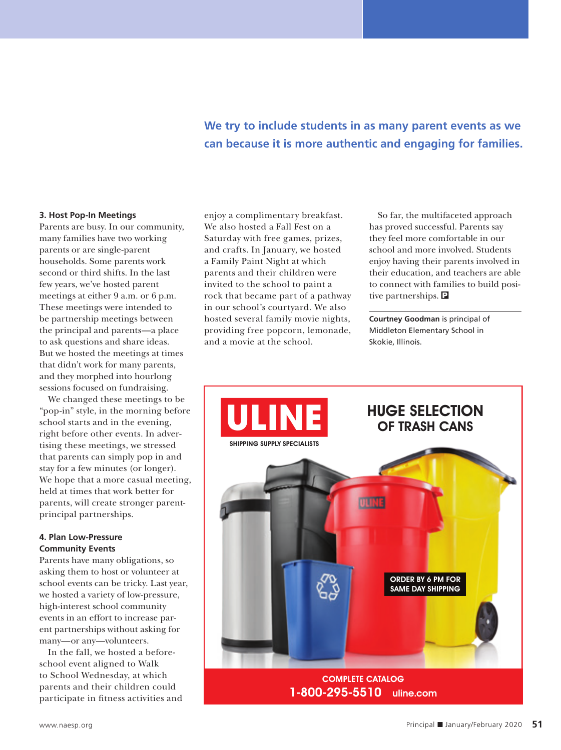We try to include students in as many parent events as we can because it is more authentic and engaging for families.

### 3. Host Pop-In Meetings

Parents are busy. In our community, many families have two working parents or are single-parent households. Some parents work second or third shifts. In the last few years, we've hosted parent meetings at either 9 a.m. or 6 p.m. These meetings were intended to be partnership meetings between the principal and parents—a place to ask questions and share ideas. But we hosted the meetings at times that didn't work for many parents, and they morphed into hourlong sessions focused on fundraising.

We changed these meetings to be "pop-in" style, in the morning before school starts and in the evening, right before other events. In advertising these meetings, we stressed that parents can simply pop in and stay for a few minutes (or longer). We hope that a more casual meeting, held at times that work better for parents, will create stronger parent-principal partnerships.

### 4. Plan Low-Pressure Community Events

Parents have many obligations, so asking them to host or volunteer at school events can be tricky. Last year, we hosted a variety of low-pressure, high-interest school community events in an effort to increase parent partnerships without asking for many—or any—volunteers.

In the fall, we hosted a before-school event aligned to Walk to School Wednesday, at which parents and their children could participate in fitness activities and enjoy a complimentary breakfast. We also hosted a Fall Fest on a Saturday with free games, prizes, and crafts. In January, we hosted a Family Paint Night at which parents and their children were invited to the school to paint a rock that became part of a pathway in our school's courtyard. We also hosted several family movie nights, providing free popcorn, lemonade, and a movie at the school.

So far, the multifaceted approach has proved successful. Parents say they feel more comfortable in our school and more involved. Students enjoy having their parents involved in their education, and teachers are able to connect with families to build positive partnerships.

---

**Courtney Goodman** is principal of Middleton Elementary School in Skokie, Illinois.

---

ULINE

SHIPPING SUPPLY SPECIALISTS

HUGE SELECTION OF TRASH CANS

ORDER BY 6 PM FOR SAME DAY SHIPPING

COMPLETE CATALOG

1-800-295-5510 uline.com